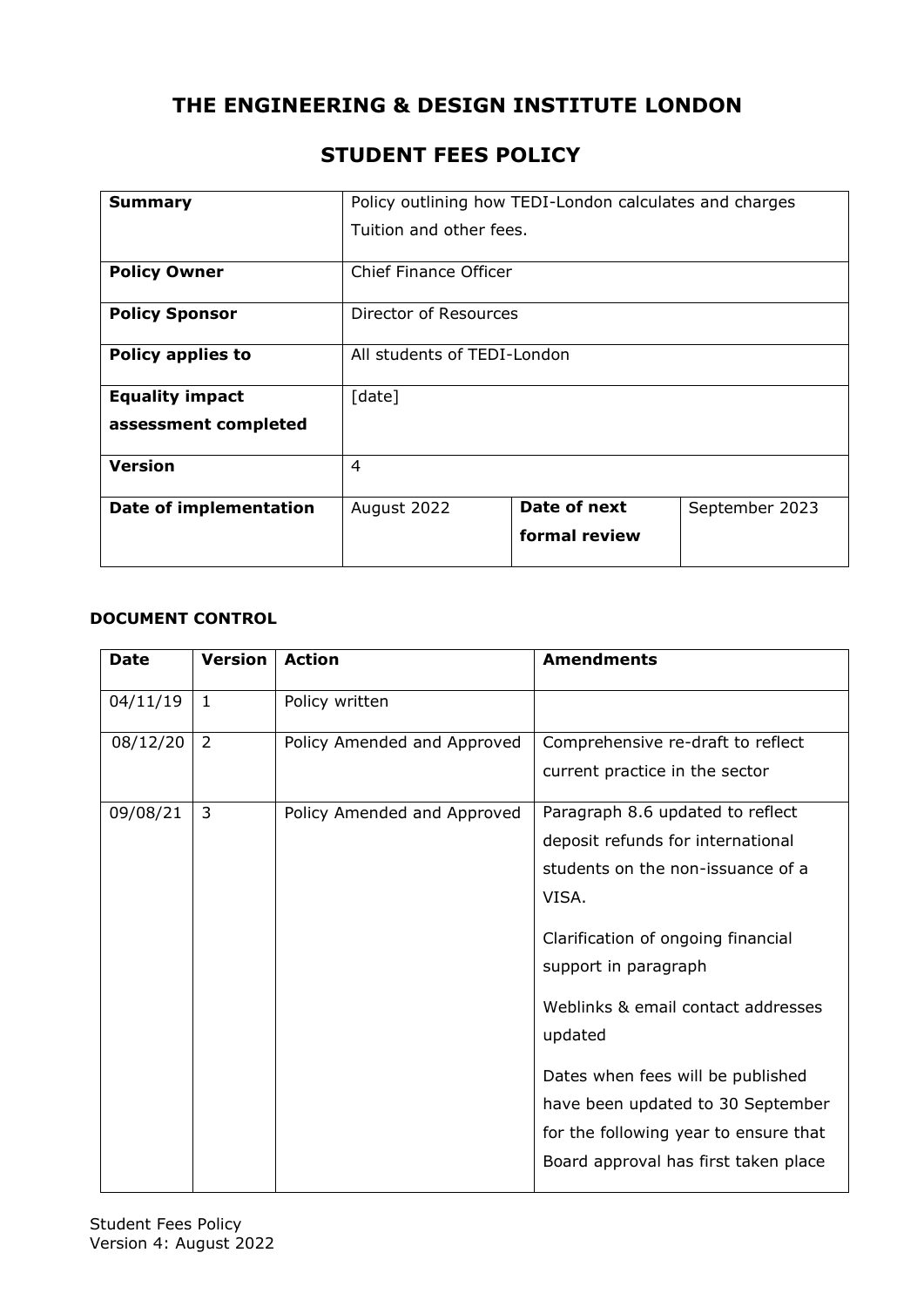# THE ENGINEERING & DESIGN INSTITUTE LONDON

## STUDENT FEES POLICY

| **Summary** | Policy outlining how TEDI-London calculates and charges Tuition and other fees. | | |
|---|---|---|---|
| **Policy Owner** | Chief Finance Officer | | |
| **Policy Sponsor** | Director of Resources | | |
| **Policy applies to** | All students of TEDI-London | | |
| **Equality impact assessment completed** | [date] | | |
| **Version** | 4 | | |
| **Date of implementation** | August 2022 | **Date of next formal review** | September 2023 |

### DOCUMENT CONTROL

| **Date** | **Version** | **Action** | **Amendments** |
|---|---|---|---|
| 04/11/19 | 1 | Policy written | |
| 08/12/20 | 2 | Policy Amended and Approved | Comprehensive re-draft to reflect current practice in the sector |
| 09/08/21 | 3 | Policy Amended and Approved | Paragraph 8.6 updated to reflect deposit refunds for international students on the non-issuance of a VISA.<br><br>Clarification of ongoing financial support in paragraph<br><br>Weblinks & email contact addresses updated<br><br>Dates when fees will be published have been updated to 30 September for the following year to ensure that Board approval has first taken place |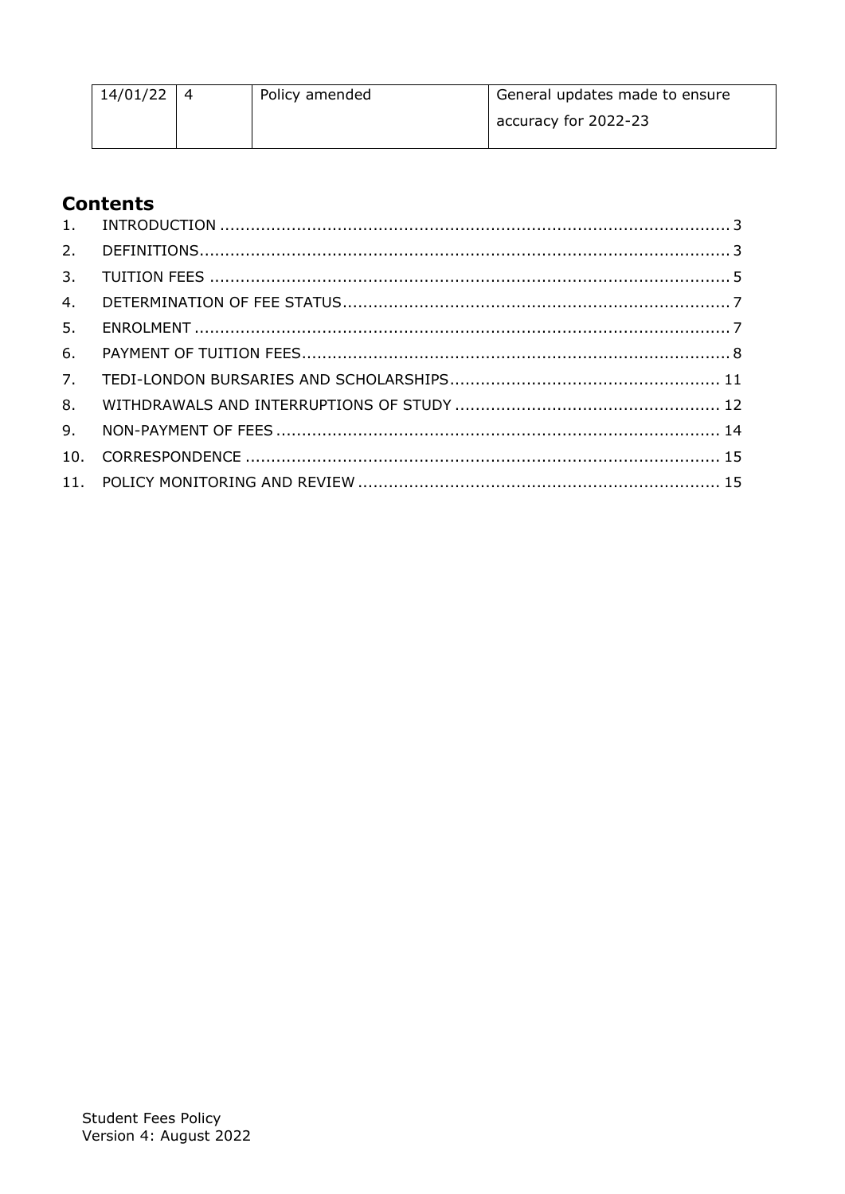| 14/01/22 | 4 | Policy amended | General updates made to ensure accuracy for 2022-23 |
|---|---|---|---|

## Contents

1. INTRODUCTION .................................................................................................. 3
2. DEFINITIONS...................................................................................................... 3
3. TUITION FEES ................................................................................................... 5
4. DETERMINATION OF FEE STATUS......................................................................... 7
5. ENROLMENT ...................................................................................................... 7
6. PAYMENT OF TUITION FEES.................................................................................. 8
7. TEDI-LONDON BURSARIES AND SCHOLARSHIPS.................................................... 11
8. WITHDRAWALS AND INTERRUPTIONS OF STUDY ................................................... 12
9. NON-PAYMENT OF FEES ..................................................................................... 14
10. CORRESPONDENCE ........................................................................................... 15
11. POLICY MONITORING AND REVIEW ...................................................................... 15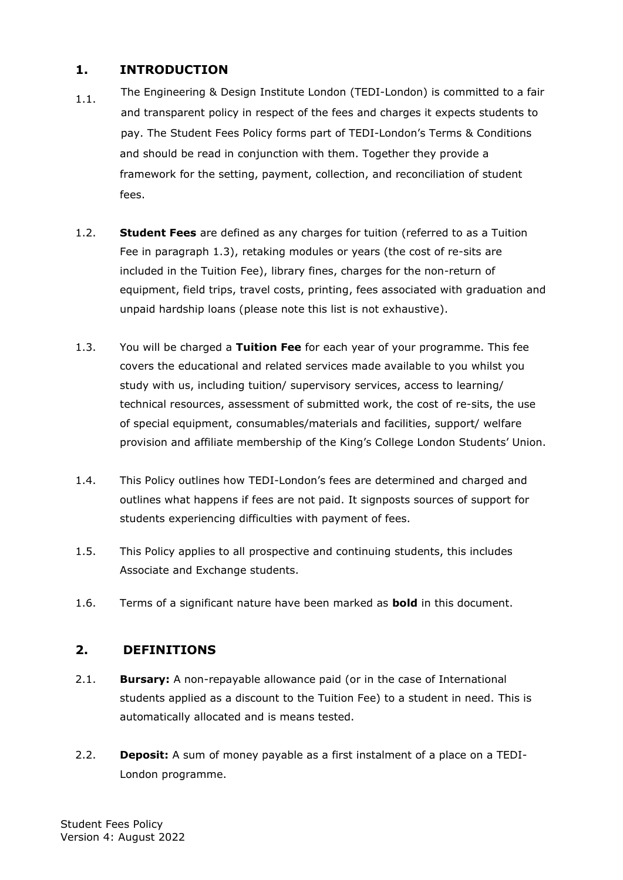## 1. INTRODUCTION

1.1. The Engineering & Design Institute London (TEDI-London) is committed to a fair and transparent policy in respect of the fees and charges it expects students to pay. The Student Fees Policy forms part of TEDI-London's Terms & Conditions and should be read in conjunction with them. Together they provide a framework for the setting, payment, collection, and reconciliation of student fees.

1.2. **Student Fees** are defined as any charges for tuition (referred to as a Tuition Fee in paragraph 1.3), retaking modules or years (the cost of re-sits are included in the Tuition Fee), library fines, charges for the non-return of equipment, field trips, travel costs, printing, fees associated with graduation and unpaid hardship loans (please note this list is not exhaustive).

1.3. You will be charged a **Tuition Fee** for each year of your programme. This fee covers the educational and related services made available to you whilst you study with us, including tuition/ supervisory services, access to learning/ technical resources, assessment of submitted work, the cost of re-sits, the use of special equipment, consumables/materials and facilities, support/ welfare provision and affiliate membership of the King's College London Students' Union.

1.4. This Policy outlines how TEDI-London's fees are determined and charged and outlines what happens if fees are not paid. It signposts sources of support for students experiencing difficulties with payment of fees.

1.5. This Policy applies to all prospective and continuing students, this includes Associate and Exchange students.

1.6. Terms of a significant nature have been marked as **bold** in this document.

## 2. DEFINITIONS

2.1. **Bursary:** A non-repayable allowance paid (or in the case of International students applied as a discount to the Tuition Fee) to a student in need. This is automatically allocated and is means tested.

2.2. **Deposit:** A sum of money payable as a first instalment of a place on a TEDI-London programme.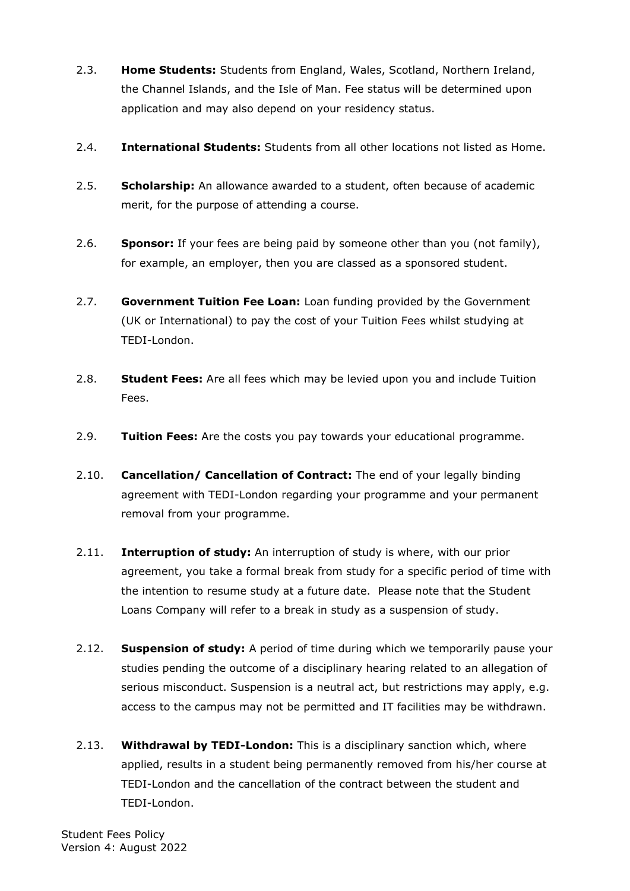2.3. **Home Students:** Students from England, Wales, Scotland, Northern Ireland, the Channel Islands, and the Isle of Man. Fee status will be determined upon application and may also depend on your residency status.

2.4. **International Students:** Students from all other locations not listed as Home.

2.5. **Scholarship:** An allowance awarded to a student, often because of academic merit, for the purpose of attending a course.

2.6. **Sponsor:** If your fees are being paid by someone other than you (not family), for example, an employer, then you are classed as a sponsored student.

2.7. **Government Tuition Fee Loan:** Loan funding provided by the Government (UK or International) to pay the cost of your Tuition Fees whilst studying at TEDI-London.

2.8. **Student Fees:** Are all fees which may be levied upon you and include Tuition Fees.

2.9. **Tuition Fees:** Are the costs you pay towards your educational programme.

2.10. **Cancellation/ Cancellation of Contract:** The end of your legally binding agreement with TEDI-London regarding your programme and your permanent removal from your programme.

2.11. **Interruption of study:** An interruption of study is where, with our prior agreement, you take a formal break from study for a specific period of time with the intention to resume study at a future date. Please note that the Student Loans Company will refer to a break in study as a suspension of study.

2.12. **Suspension of study:** A period of time during which we temporarily pause your studies pending the outcome of a disciplinary hearing related to an allegation of serious misconduct. Suspension is a neutral act, but restrictions may apply, e.g. access to the campus may not be permitted and IT facilities may be withdrawn.

2.13. **Withdrawal by TEDI-London:** This is a disciplinary sanction which, where applied, results in a student being permanently removed from his/her course at TEDI-London and the cancellation of the contract between the student and TEDI-London.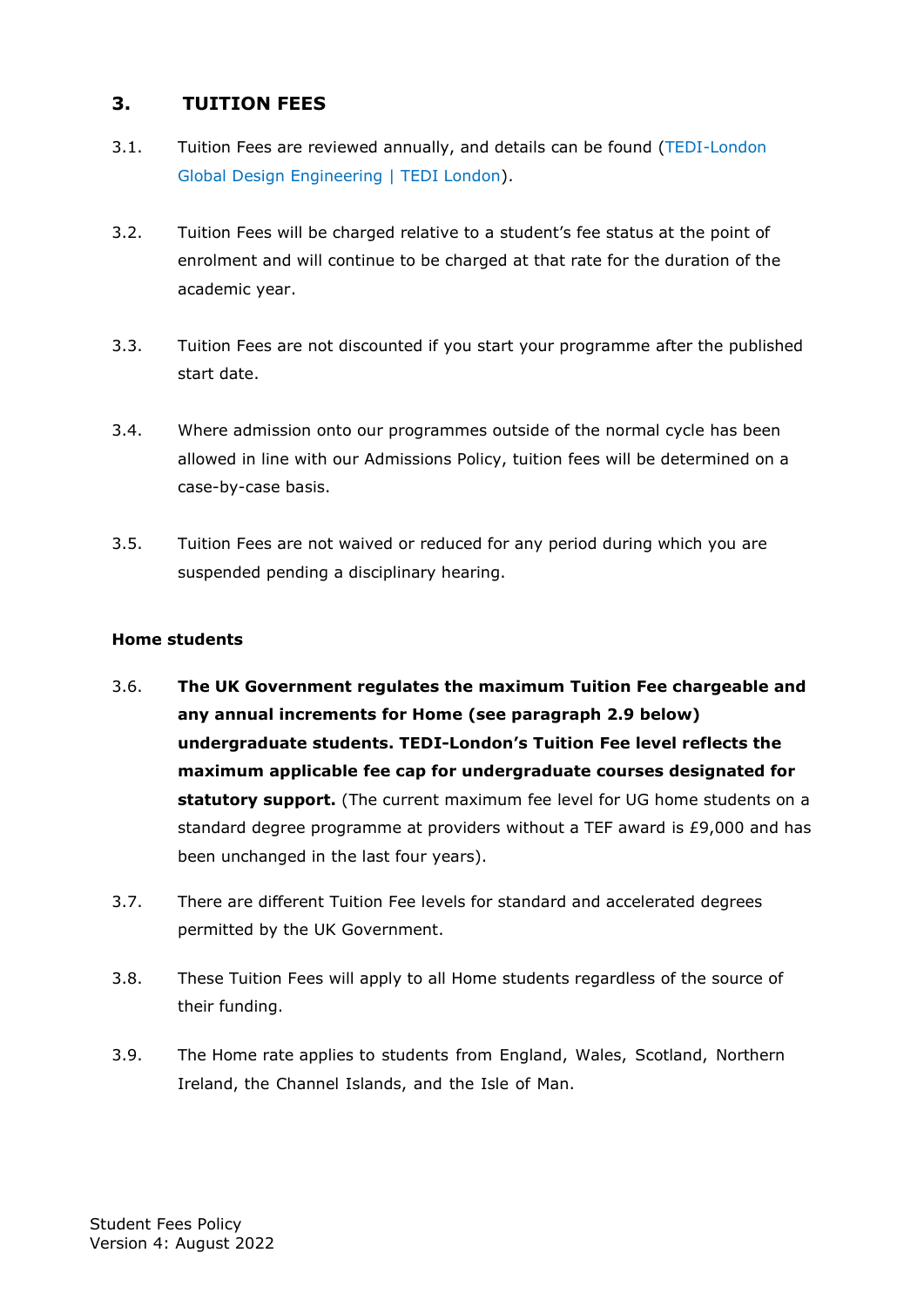## 3. TUITION FEES

3.1. Tuition Fees are reviewed annually, and details can be found (TEDI-London Global Design Engineering | TEDI London).

3.2. Tuition Fees will be charged relative to a student's fee status at the point of enrolment and will continue to be charged at that rate for the duration of the academic year.

3.3. Tuition Fees are not discounted if you start your programme after the published start date.

3.4. Where admission onto our programmes outside of the normal cycle has been allowed in line with our Admissions Policy, tuition fees will be determined on a case-by-case basis.

3.5. Tuition Fees are not waived or reduced for any period during which you are suspended pending a disciplinary hearing.

**Home students**

3.6. **The UK Government regulates the maximum Tuition Fee chargeable and any annual increments for Home (see paragraph 2.9 below) undergraduate students. TEDI-London's Tuition Fee level reflects the maximum applicable fee cap for undergraduate courses designated for statutory support.** (The current maximum fee level for UG home students on a standard degree programme at providers without a TEF award is £9,000 and has been unchanged in the last four years).

3.7. There are different Tuition Fee levels for standard and accelerated degrees permitted by the UK Government.

3.8. These Tuition Fees will apply to all Home students regardless of the source of their funding.

3.9. The Home rate applies to students from England, Wales, Scotland, Northern Ireland, the Channel Islands, and the Isle of Man.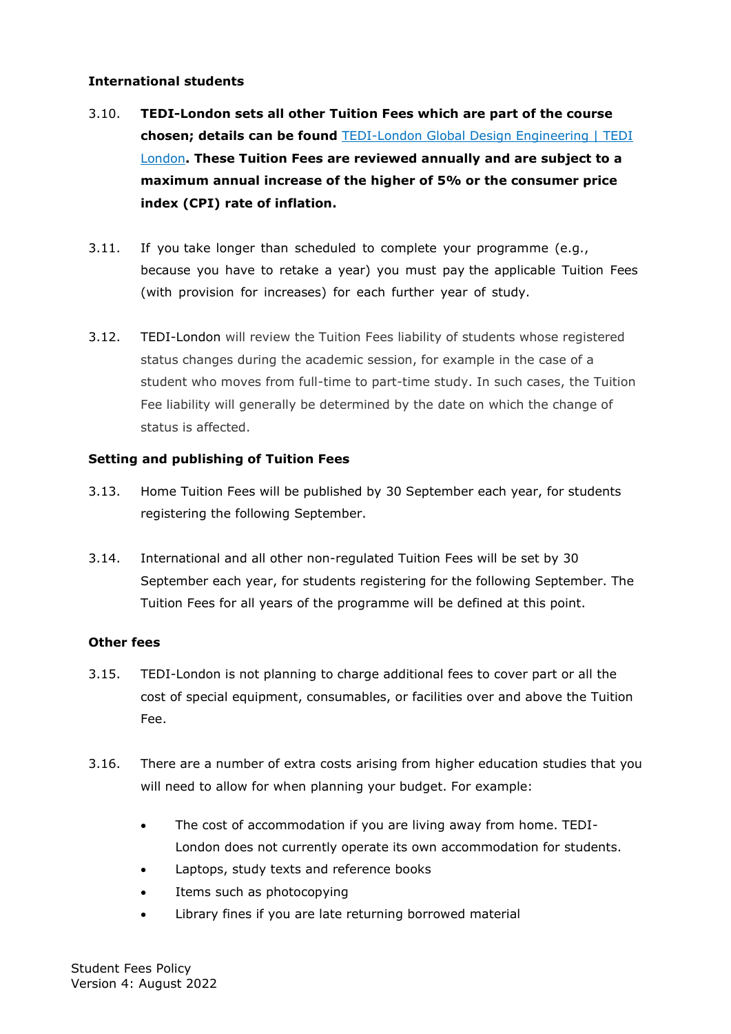**International students**

3.10. **TEDI-London sets all other Tuition Fees which are part of the course chosen; details can be found** [TEDI-London Global Design Engineering | TEDI London]()**. These Tuition Fees are reviewed annually and are subject to a maximum annual increase of the higher of 5% or the consumer price index (CPI) rate of inflation.**

3.11. If you take longer than scheduled to complete your programme (e.g., because you have to retake a year) you must pay the applicable Tuition Fees (with provision for increases) for each further year of study.

3.12. TEDI-London will review the Tuition Fees liability of students whose registered status changes during the academic session, for example in the case of a student who moves from full-time to part-time study. In such cases, the Tuition Fee liability will generally be determined by the date on which the change of status is affected.

**Setting and publishing of Tuition Fees**

3.13. Home Tuition Fees will be published by 30 September each year, for students registering the following September.

3.14. International and all other non-regulated Tuition Fees will be set by 30 September each year, for students registering for the following September. The Tuition Fees for all years of the programme will be defined at this point.

**Other fees**

3.15. TEDI-London is not planning to charge additional fees to cover part or all the cost of special equipment, consumables, or facilities over and above the Tuition Fee.

3.16. There are a number of extra costs arising from higher education studies that you will need to allow for when planning your budget. For example:

- The cost of accommodation if you are living away from home. TEDI-London does not currently operate its own accommodation for students.
- Laptops, study texts and reference books
- Items such as photocopying
- Library fines if you are late returning borrowed material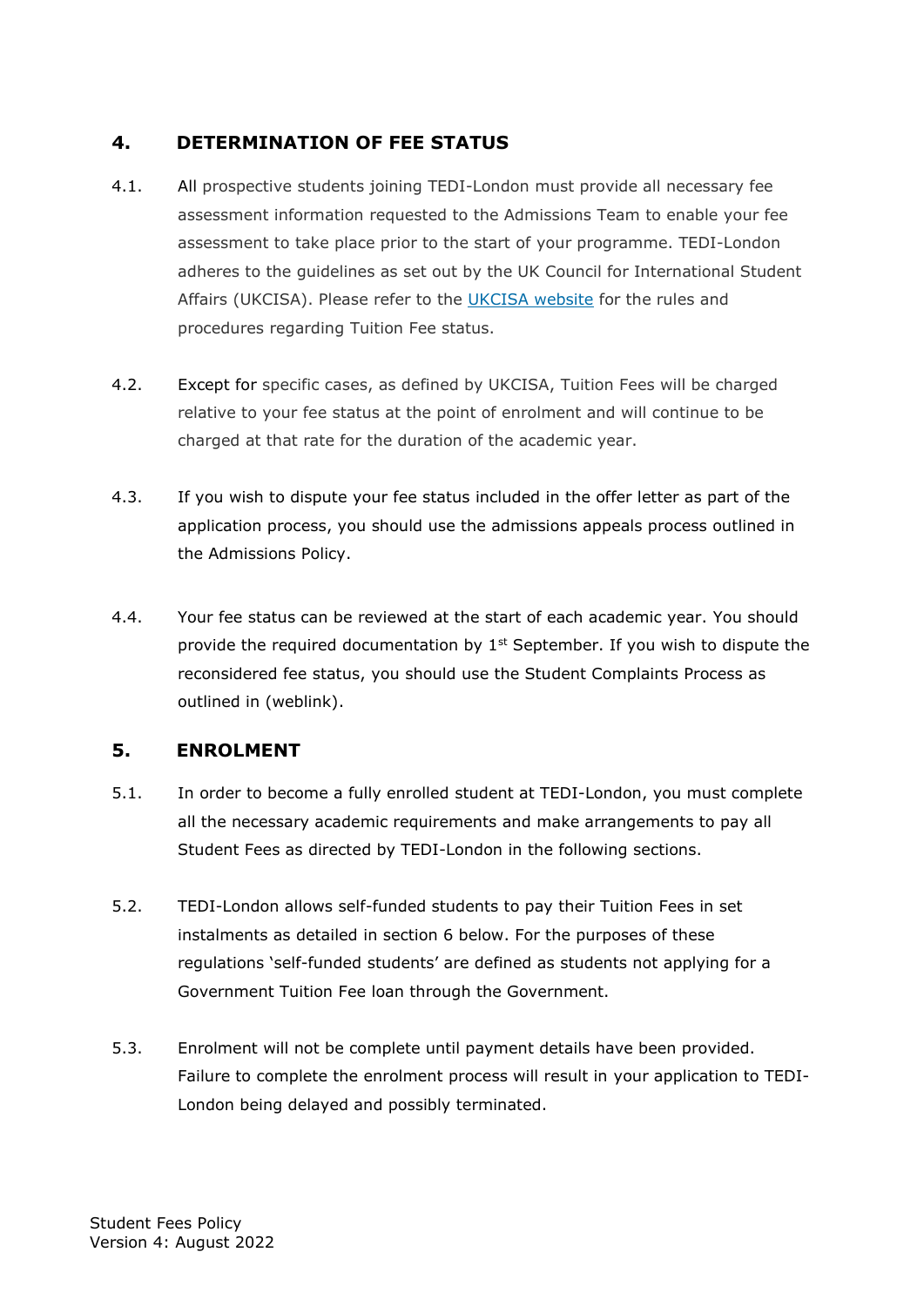## 4. DETERMINATION OF FEE STATUS

4.1. All prospective students joining TEDI-London must provide all necessary fee assessment information requested to the Admissions Team to enable your fee assessment to take place prior to the start of your programme. TEDI-London adheres to the guidelines as set out by the UK Council for International Student Affairs (UKCISA). Please refer to the UKCISA website for the rules and procedures regarding Tuition Fee status.

4.2. Except for specific cases, as defined by UKCISA, Tuition Fees will be charged relative to your fee status at the point of enrolment and will continue to be charged at that rate for the duration of the academic year.

4.3. If you wish to dispute your fee status included in the offer letter as part of the application process, you should use the admissions appeals process outlined in the Admissions Policy.

4.4. Your fee status can be reviewed at the start of each academic year. You should provide the required documentation by 1st September. If you wish to dispute the reconsidered fee status, you should use the Student Complaints Process as outlined in (weblink).

## 5. ENROLMENT

5.1. In order to become a fully enrolled student at TEDI-London, you must complete all the necessary academic requirements and make arrangements to pay all Student Fees as directed by TEDI-London in the following sections.

5.2. TEDI-London allows self-funded students to pay their Tuition Fees in set instalments as detailed in section 6 below. For the purposes of these regulations 'self-funded students' are defined as students not applying for a Government Tuition Fee loan through the Government.

5.3. Enrolment will not be complete until payment details have been provided. Failure to complete the enrolment process will result in your application to TEDI-London being delayed and possibly terminated.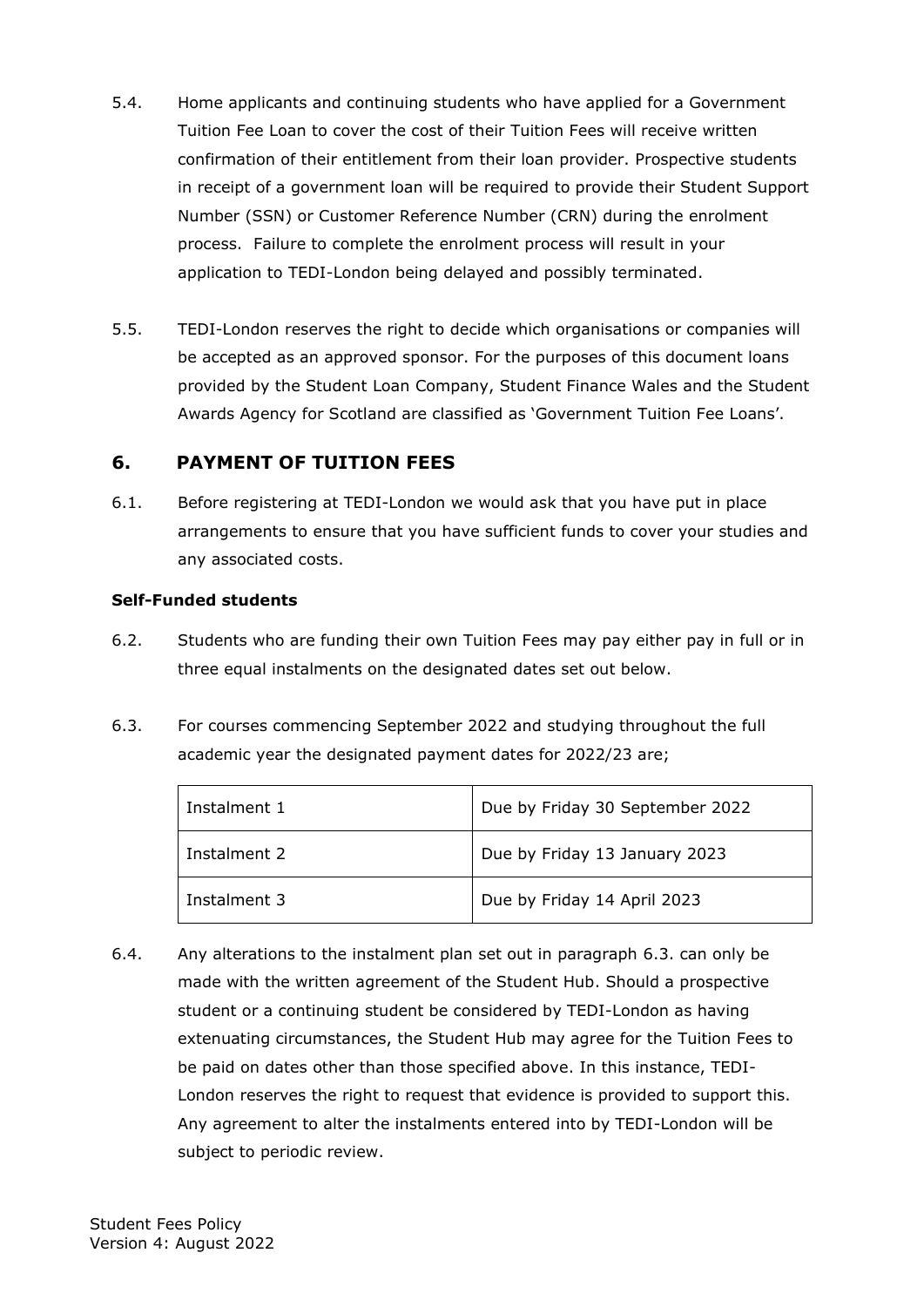5.4. Home applicants and continuing students who have applied for a Government Tuition Fee Loan to cover the cost of their Tuition Fees will receive written confirmation of their entitlement from their loan provider. Prospective students in receipt of a government loan will be required to provide their Student Support Number (SSN) or Customer Reference Number (CRN) during the enrolment process. Failure to complete the enrolment process will result in your application to TEDI-London being delayed and possibly terminated.

5.5. TEDI-London reserves the right to decide which organisations or companies will be accepted as an approved sponsor. For the purposes of this document loans provided by the Student Loan Company, Student Finance Wales and the Student Awards Agency for Scotland are classified as 'Government Tuition Fee Loans'.

## 6. PAYMENT OF TUITION FEES

6.1. Before registering at TEDI-London we would ask that you have put in place arrangements to ensure that you have sufficient funds to cover your studies and any associated costs.

**Self-Funded students**

6.2. Students who are funding their own Tuition Fees may pay either pay in full or in three equal instalments on the designated dates set out below.

6.3. For courses commencing September 2022 and studying throughout the full academic year the designated payment dates for 2022/23 are;

| | |
|---|---|
| Instalment 1 | Due by Friday 30 September 2022 |
| Instalment 2 | Due by Friday 13 January 2023 |
| Instalment 3 | Due by Friday 14 April 2023 |

6.4. Any alterations to the instalment plan set out in paragraph 6.3. can only be made with the written agreement of the Student Hub. Should a prospective student or a continuing student be considered by TEDI-London as having extenuating circumstances, the Student Hub may agree for the Tuition Fees to be paid on dates other than those specified above. In this instance, TEDI-London reserves the right to request that evidence is provided to support this. Any agreement to alter the instalments entered into by TEDI-London will be subject to periodic review.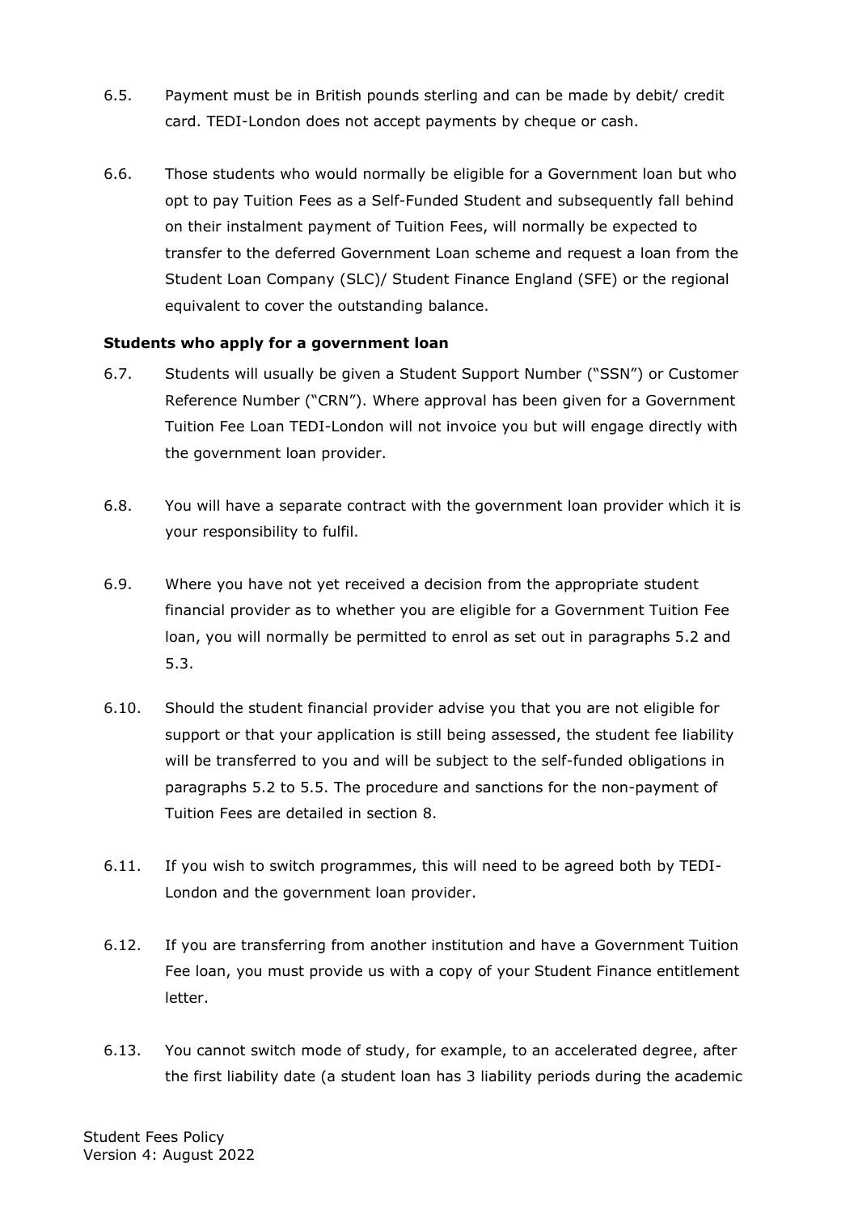6.5. Payment must be in British pounds sterling and can be made by debit/ credit card. TEDI-London does not accept payments by cheque or cash.

6.6. Those students who would normally be eligible for a Government loan but who opt to pay Tuition Fees as a Self-Funded Student and subsequently fall behind on their instalment payment of Tuition Fees, will normally be expected to transfer to the deferred Government Loan scheme and request a loan from the Student Loan Company (SLC)/ Student Finance England (SFE) or the regional equivalent to cover the outstanding balance.

**Students who apply for a government loan**

6.7. Students will usually be given a Student Support Number ("SSN") or Customer Reference Number ("CRN"). Where approval has been given for a Government Tuition Fee Loan TEDI-London will not invoice you but will engage directly with the government loan provider.

6.8. You will have a separate contract with the government loan provider which it is your responsibility to fulfil.

6.9. Where you have not yet received a decision from the appropriate student financial provider as to whether you are eligible for a Government Tuition Fee loan, you will normally be permitted to enrol as set out in paragraphs 5.2 and 5.3.

6.10. Should the student financial provider advise you that you are not eligible for support or that your application is still being assessed, the student fee liability will be transferred to you and will be subject to the self-funded obligations in paragraphs 5.2 to 5.5. The procedure and sanctions for the non-payment of Tuition Fees are detailed in section 8.

6.11. If you wish to switch programmes, this will need to be agreed both by TEDI-London and the government loan provider.

6.12. If you are transferring from another institution and have a Government Tuition Fee loan, you must provide us with a copy of your Student Finance entitlement letter.

6.13. You cannot switch mode of study, for example, to an accelerated degree, after the first liability date (a student loan has 3 liability periods during the academic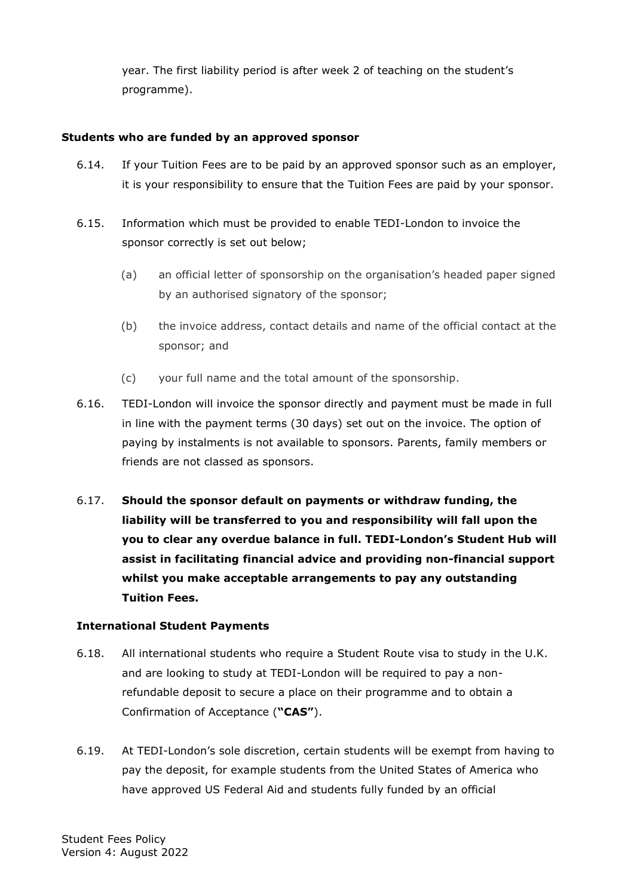year. The first liability period is after week 2 of teaching on the student's programme).

**Students who are funded by an approved sponsor**

6.14. If your Tuition Fees are to be paid by an approved sponsor such as an employer, it is your responsibility to ensure that the Tuition Fees are paid by your sponsor.

6.15. Information which must be provided to enable TEDI-London to invoice the sponsor correctly is set out below;

(a) an official letter of sponsorship on the organisation's headed paper signed by an authorised signatory of the sponsor;

(b) the invoice address, contact details and name of the official contact at the sponsor; and

(c) your full name and the total amount of the sponsorship.

6.16. TEDI-London will invoice the sponsor directly and payment must be made in full in line with the payment terms (30 days) set out on the invoice. The option of paying by instalments is not available to sponsors. Parents, family members or friends are not classed as sponsors.

6.17. **Should the sponsor default on payments or withdraw funding, the liability will be transferred to you and responsibility will fall upon the you to clear any overdue balance in full. TEDI-London's Student Hub will assist in facilitating financial advice and providing non-financial support whilst you make acceptable arrangements to pay any outstanding Tuition Fees.**

**International Student Payments**

6.18. All international students who require a Student Route visa to study in the U.K. and are looking to study at TEDI-London will be required to pay a non-refundable deposit to secure a place on their programme and to obtain a Confirmation of Acceptance (**"CAS"**).

6.19. At TEDI-London's sole discretion, certain students will be exempt from having to pay the deposit, for example students from the United States of America who have approved US Federal Aid and students fully funded by an official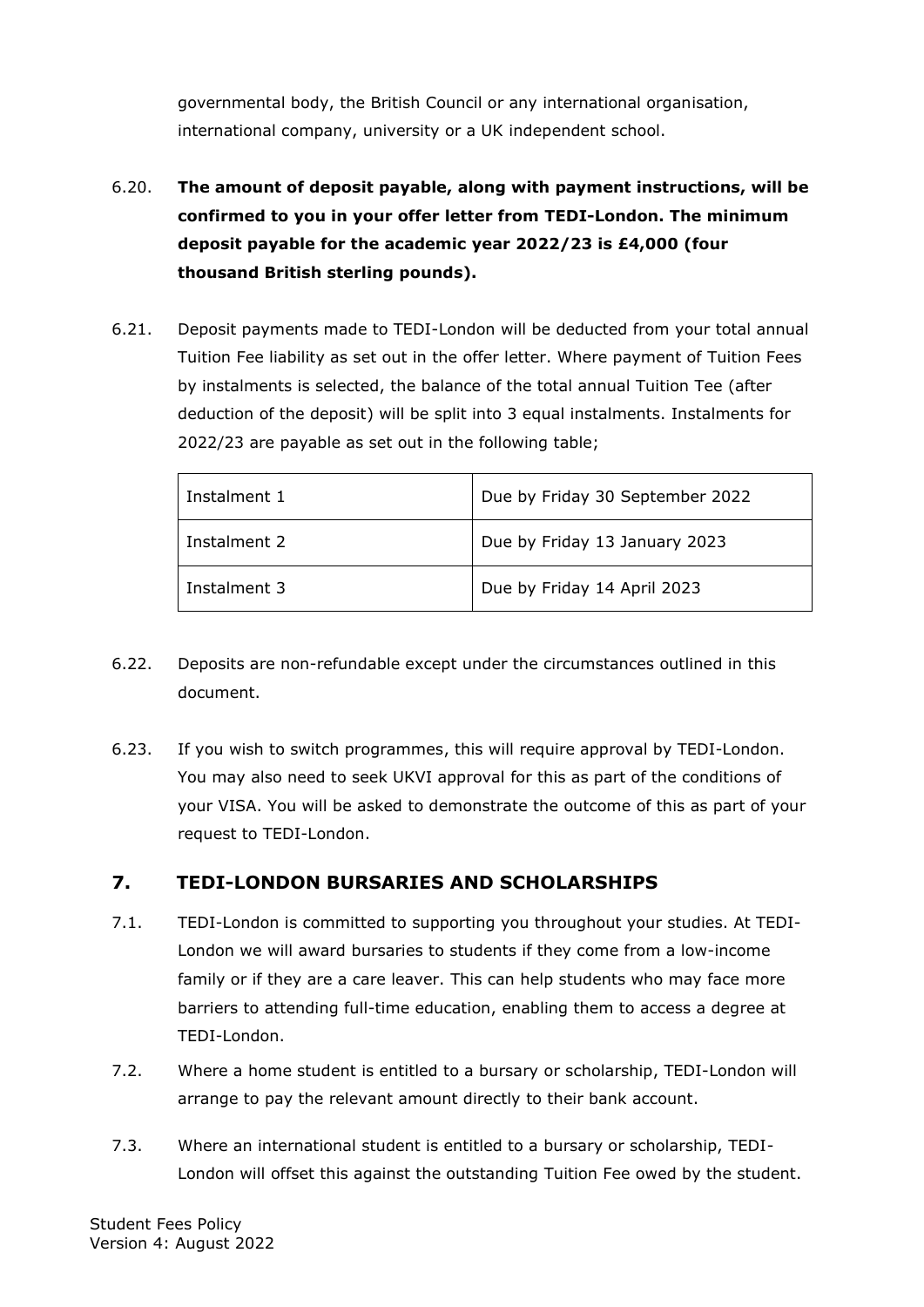governmental body, the British Council or any international organisation, international company, university or a UK independent school.

6.20. **The amount of deposit payable, along with payment instructions, will be confirmed to you in your offer letter from TEDI-London. The minimum deposit payable for the academic year 2022/23 is £4,000 (four thousand British sterling pounds).**

6.21. Deposit payments made to TEDI-London will be deducted from your total annual Tuition Fee liability as set out in the offer letter. Where payment of Tuition Fees by instalments is selected, the balance of the total annual Tuition Tee (after deduction of the deposit) will be split into 3 equal instalments. Instalments for 2022/23 are payable as set out in the following table;

| Instalment 1 | Due by Friday 30 September 2022 |
|---|---|
| Instalment 2 | Due by Friday 13 January 2023 |
| Instalment 3 | Due by Friday 14 April 2023 |

6.22. Deposits are non-refundable except under the circumstances outlined in this document.

6.23. If you wish to switch programmes, this will require approval by TEDI-London. You may also need to seek UKVI approval for this as part of the conditions of your VISA. You will be asked to demonstrate the outcome of this as part of your request to TEDI-London.

## 7. TEDI-LONDON BURSARIES AND SCHOLARSHIPS

7.1. TEDI-London is committed to supporting you throughout your studies. At TEDI-London we will award bursaries to students if they come from a low-income family or if they are a care leaver. This can help students who may face more barriers to attending full-time education, enabling them to access a degree at TEDI-London.

7.2. Where a home student is entitled to a bursary or scholarship, TEDI-London will arrange to pay the relevant amount directly to their bank account.

7.3. Where an international student is entitled to a bursary or scholarship, TEDI-London will offset this against the outstanding Tuition Fee owed by the student.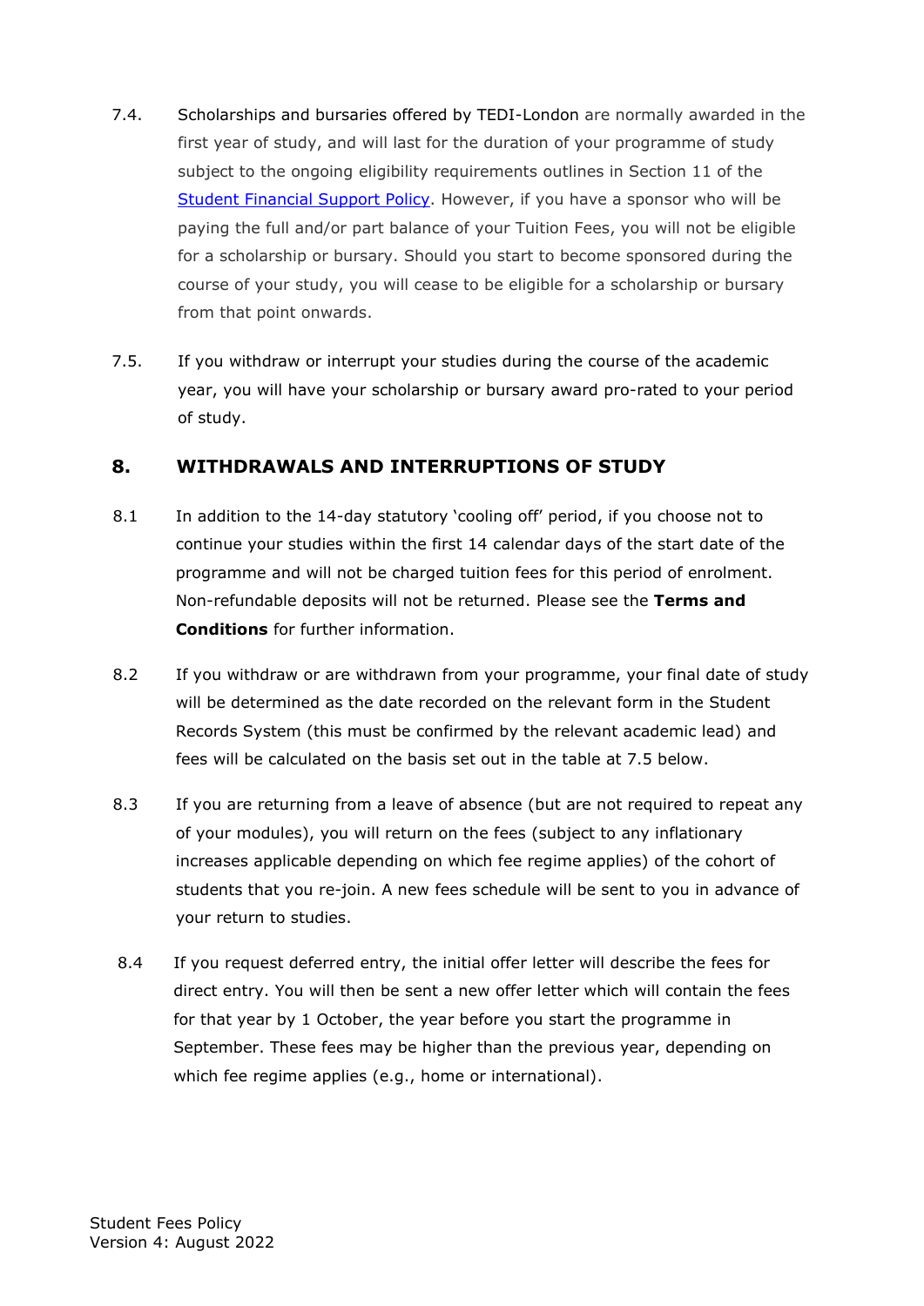7.4. Scholarships and bursaries offered by TEDI-London are normally awarded in the first year of study, and will last for the duration of your programme of study subject to the ongoing eligibility requirements outlines in Section 11 of the [Student Financial Support Policy](). However, if you have a sponsor who will be paying the full and/or part balance of your Tuition Fees, you will not be eligible for a scholarship or bursary. Should you start to become sponsored during the course of your study, you will cease to be eligible for a scholarship or bursary from that point onwards.

7.5. If you withdraw or interrupt your studies during the course of the academic year, you will have your scholarship or bursary award pro-rated to your period of study.

## 8. WITHDRAWALS AND INTERRUPTIONS OF STUDY

8.1 In addition to the 14-day statutory 'cooling off' period, if you choose not to continue your studies within the first 14 calendar days of the start date of the programme and will not be charged tuition fees for this period of enrolment. Non-refundable deposits will not be returned. Please see the **Terms and Conditions** for further information.

8.2 If you withdraw or are withdrawn from your programme, your final date of study will be determined as the date recorded on the relevant form in the Student Records System (this must be confirmed by the relevant academic lead) and fees will be calculated on the basis set out in the table at 7.5 below.

8.3 If you are returning from a leave of absence (but are not required to repeat any of your modules), you will return on the fees (subject to any inflationary increases applicable depending on which fee regime applies) of the cohort of students that you re-join. A new fees schedule will be sent to you in advance of your return to studies.

8.4 If you request deferred entry, the initial offer letter will describe the fees for direct entry. You will then be sent a new offer letter which will contain the fees for that year by 1 October, the year before you start the programme in September. These fees may be higher than the previous year, depending on which fee regime applies (e.g., home or international).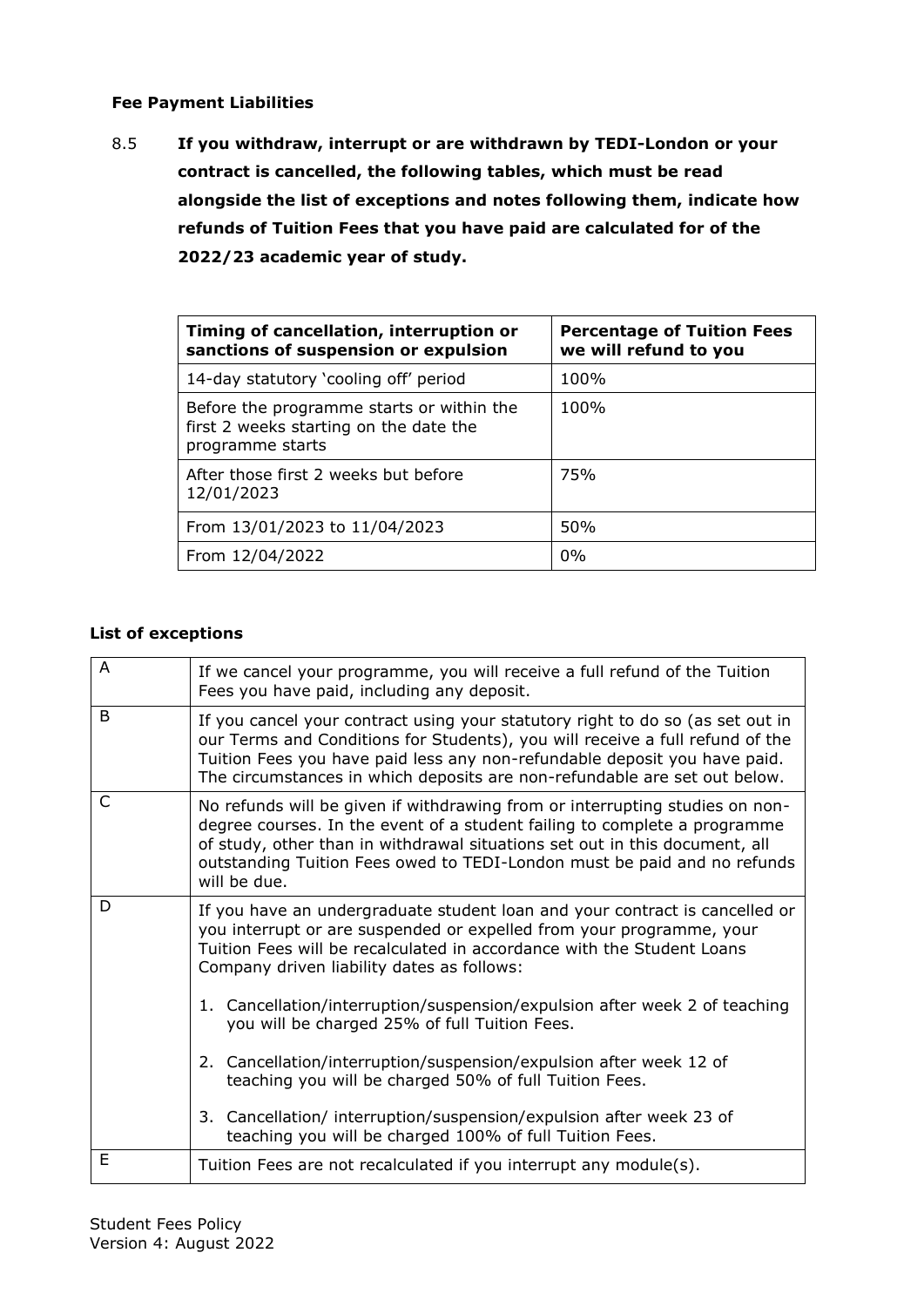**Fee Payment Liabilities**

8.5 **If you withdraw, interrupt or are withdrawn by TEDI-London or your contract is cancelled, the following tables, which must be read alongside the list of exceptions and notes following them, indicate how refunds of Tuition Fees that you have paid are calculated for of the 2022/23 academic year of study.**

| Timing of cancellation, interruption or sanctions of suspension or expulsion | Percentage of Tuition Fees we will refund to you |
|---|---|
| 14-day statutory 'cooling off' period | 100% |
| Before the programme starts or within the first 2 weeks starting on the date the programme starts | 100% |
| After those first 2 weeks but before 12/01/2023 | 75% |
| From 13/01/2023 to 11/04/2023 | 50% |
| From 12/04/2022 | 0% |

**List of exceptions**

| | |
|---|---|
| A | If we cancel your programme, you will receive a full refund of the Tuition Fees you have paid, including any deposit. |
| B | If you cancel your contract using your statutory right to do so (as set out in our Terms and Conditions for Students), you will receive a full refund of the Tuition Fees you have paid less any non-refundable deposit you have paid. The circumstances in which deposits are non-refundable are set out below. |
| C | No refunds will be given if withdrawing from or interrupting studies on non-degree courses. In the event of a student failing to complete a programme of study, other than in withdrawal situations set out in this document, all outstanding Tuition Fees owed to TEDI-London must be paid and no refunds will be due. |
| D | If you have an undergraduate student loan and your contract is cancelled or you interrupt or are suspended or expelled from your programme, your Tuition Fees will be recalculated in accordance with the Student Loans Company driven liability dates as follows:<br><br>1. Cancellation/interruption/suspension/expulsion after week 2 of teaching you will be charged 25% of full Tuition Fees.<br><br>2. Cancellation/interruption/suspension/expulsion after week 12 of teaching you will be charged 50% of full Tuition Fees.<br><br>3. Cancellation/ interruption/suspension/expulsion after week 23 of teaching you will be charged 100% of full Tuition Fees. |
| E | Tuition Fees are not recalculated if you interrupt any module(s). |

Student Fees Policy
Version 4: August 2022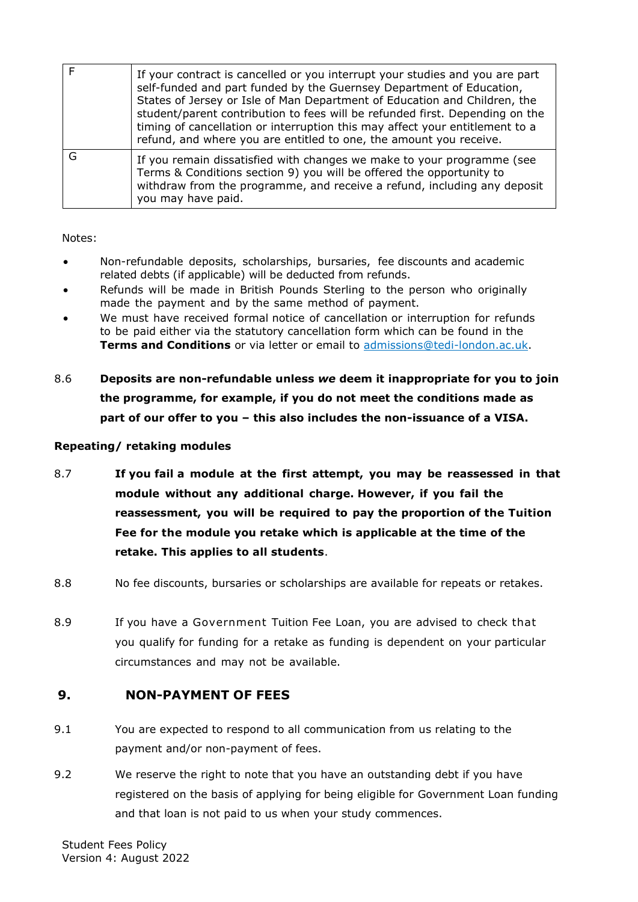| | |
|---|---|
| F | If your contract is cancelled or you interrupt your studies and you are part self-funded and part funded by the Guernsey Department of Education, States of Jersey or Isle of Man Department of Education and Children, the student/parent contribution to fees will be refunded first. Depending on the timing of cancellation or interruption this may affect your entitlement to a refund, and where you are entitled to one, the amount you receive. |
| G | If you remain dissatisfied with changes we make to your programme (see Terms & Conditions section 9) you will be offered the opportunity to withdraw from the programme, and receive a refund, including any deposit you may have paid. |

Notes:

- Non-refundable deposits, scholarships, bursaries, fee discounts and academic related debts (if applicable) will be deducted from refunds.
- Refunds will be made in British Pounds Sterling to the person who originally made the payment and by the same method of payment.
- We must have received formal notice of cancellation or interruption for refunds to be paid either via the statutory cancellation form which can be found in the **Terms and Conditions** or via letter or email to admissions@tedi-london.ac.uk.

8.6 **Deposits are non-refundable unless *we* deem it inappropriate for you to join the programme, for example, if you do not meet the conditions made as part of our offer to you – this also includes the non-issuance of a VISA.**

**Repeating/ retaking modules**

8.7 **If you fail a module at the first attempt, you may be reassessed in that module without any additional charge. However, if you fail the reassessment, you will be required to pay the proportion of the Tuition Fee for the module you retake which is applicable at the time of the retake. This applies to all students**.

8.8 No fee discounts, bursaries or scholarships are available for repeats or retakes.

8.9 If you have a Government Tuition Fee Loan, you are advised to check that you qualify for funding for a retake as funding is dependent on your particular circumstances and may not be available.

## 9. NON-PAYMENT OF FEES

9.1 You are expected to respond to all communication from us relating to the payment and/or non-payment of fees.

9.2 We reserve the right to note that you have an outstanding debt if you have registered on the basis of applying for being eligible for Government Loan funding and that loan is not paid to us when your study commences.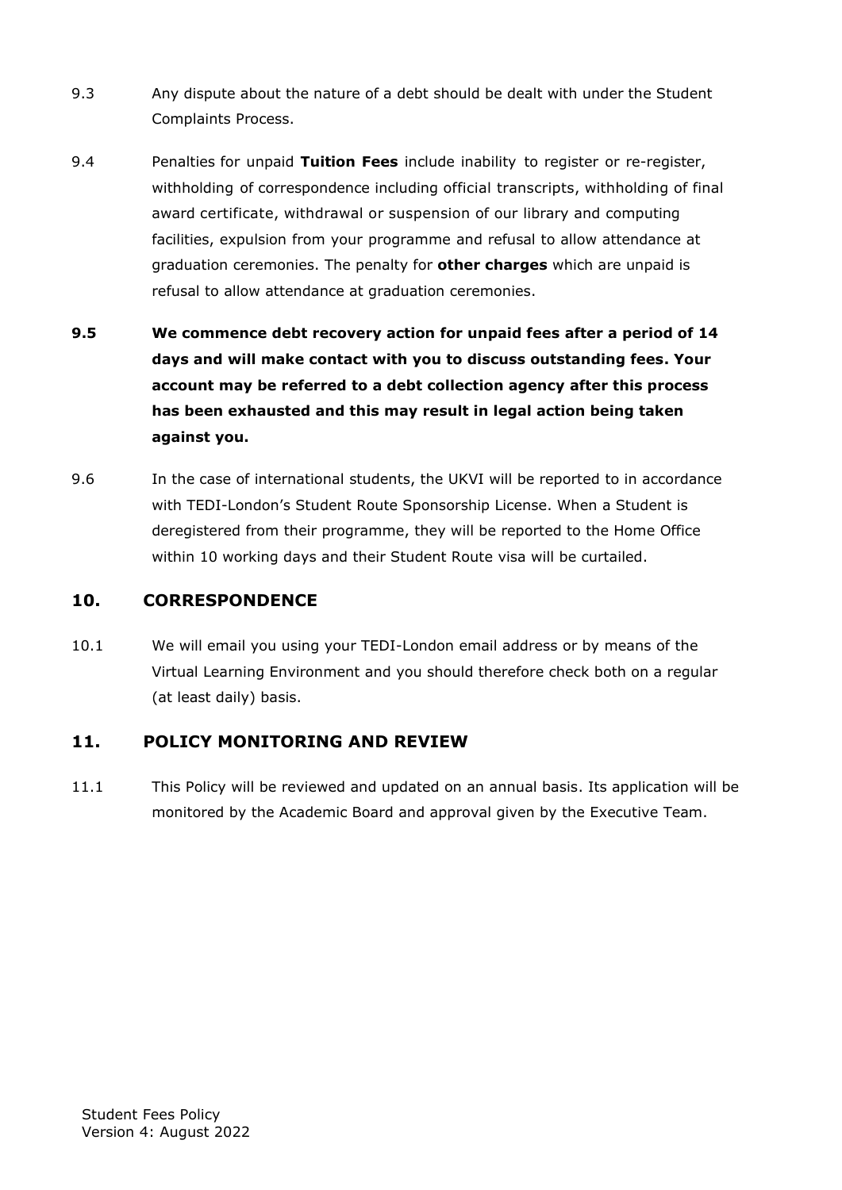9.3 Any dispute about the nature of a debt should be dealt with under the Student Complaints Process.

9.4 Penalties for unpaid **Tuition Fees** include inability to register or re-register, withholding of correspondence including official transcripts, withholding of final award certificate, withdrawal or suspension of our library and computing facilities, expulsion from your programme and refusal to allow attendance at graduation ceremonies. The penalty for **other charges** which are unpaid is refusal to allow attendance at graduation ceremonies.

**9.5 We commence debt recovery action for unpaid fees after a period of 14 days and will make contact with you to discuss outstanding fees. Your account may be referred to a debt collection agency after this process has been exhausted and this may result in legal action being taken against you.**

9.6 In the case of international students, the UKVI will be reported to in accordance with TEDI-London's Student Route Sponsorship License. When a Student is deregistered from their programme, they will be reported to the Home Office within 10 working days and their Student Route visa will be curtailed.

## 10. CORRESPONDENCE

10.1 We will email you using your TEDI-London email address or by means of the Virtual Learning Environment and you should therefore check both on a regular (at least daily) basis.

## 11. POLICY MONITORING AND REVIEW

11.1 This Policy will be reviewed and updated on an annual basis. Its application will be monitored by the Academic Board and approval given by the Executive Team.